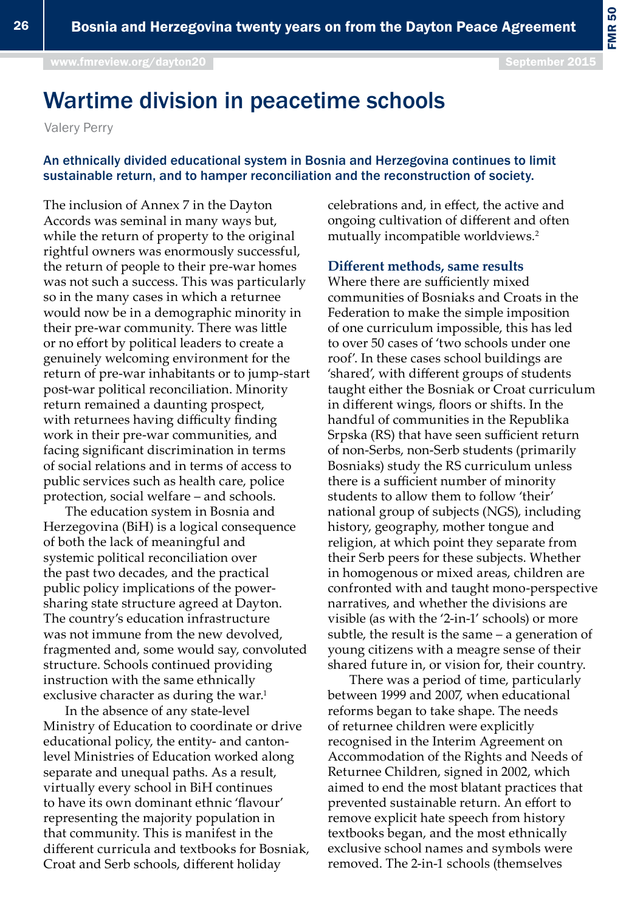# Wartime division in peacetime schools

Valery Perry

**An ethnically divided educational system in Bosnia and Herzegovina continues to limit sustainable return, and to hamper reconciliation and the reconstruction of society.**

The inclusion of Annex 7 in the Dayton Accords was seminal in many ways but, while the return of property to the original rightful owners was enormously successful, the return of people to their pre-war homes was not such a success. This was particularly so in the many cases in which a returnee would now be in a demographic minority in their pre-war community. There was little or no effort by political leaders to create a genuinely welcoming environment for the return of pre-war inhabitants or to jump-start post-war political reconciliation. Minority return remained a daunting prospect, with returnees having difficulty finding work in their pre-war communities, and facing significant discrimination in terms of social relations and in terms of access to public services such as health care, police protection, social welfare – and schools.

The education system in Bosnia and Herzegovina (BiH) is a logical consequence of both the lack of meaningful and systemic political reconciliation over the past two decades, and the practical public policy implications of the power-sharing state structure agreed at Dayton. The country's education infrastructure was not immune from the new devolved, fragmented and, some would say, convoluted structure. Schools continued providing instruction with the same ethnically exclusive character as during the war.[1]

In the absence of any state-level Ministry of Education to coordinate or drive educational policy, the entity- and canton-level Ministries of Education worked along separate and unequal paths. As a result, virtually every school in BiH continues to have its own dominant ethnic 'flavour' representing the majority population in that community. This is manifest in the different curricula and textbooks for Bosniak, Croat and Serb schools, different holiday celebrations and, in effect, the active and ongoing cultivation of different and often mutually incompatible worldviews.[2]

### Different methods, same results

Where there are sufficiently mixed communities of Bosniaks and Croats in the Federation to make the simple imposition of one curriculum impossible, this has led to over 50 cases of 'two schools under one roof'. In these cases school buildings are 'shared', with different groups of students taught either the Bosniak or Croat curriculum in different wings, floors or shifts. In the handful of communities in the Republika Srpska (RS) that have seen sufficient return of non-Serbs, non-Serb students (primarily Bosniaks) study the RS curriculum unless there is a sufficient number of minority students to allow them to follow 'their' national group of subjects (NGS), including history, geography, mother tongue and religion, at which point they separate from their Serb peers for these subjects. Whether in homogenous or mixed areas, children are confronted with and taught mono-perspective narratives, and whether the divisions are visible (as with the '2-in-1' schools) or more subtle, the result is the same – a generation of young citizens with a meagre sense of their shared future in, or vision for, their country.

There was a period of time, particularly between 1999 and 2007, when educational reforms began to take shape. The needs of returnee children were explicitly recognised in the Interim Agreement on Accommodation of the Rights and Needs of Returnee Children, signed in 2002, which aimed to end the most blatant practices that prevented sustainable return. An effort to remove explicit hate speech from history textbooks began, and the most ethnically exclusive school names and symbols were removed. The 2-in-1 schools (themselves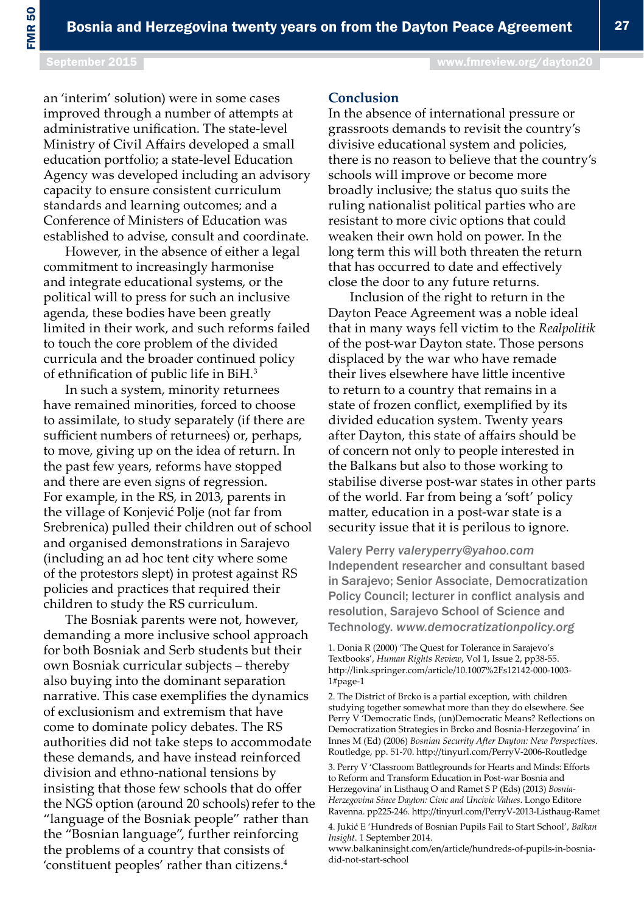an 'interim' solution) were in some cases improved through a number of attempts at administrative unification. The state-level Ministry of Civil Affairs developed a small education portfolio; a state-level Education Agency was developed including an advisory capacity to ensure consistent curriculum standards and learning outcomes; and a Conference of Ministers of Education was established to advise, consult and coordinate.

However, in the absence of either a legal commitment to increasingly harmonise and integrate educational systems, or the political will to press for such an inclusive agenda, these bodies have been greatly limited in their work, and such reforms failed to touch the core problem of the divided curricula and the broader continued policy of ethnification of public life in BiH.[3]

In such a system, minority returnees have remained minorities, forced to choose to assimilate, to study separately (if there are sufficient numbers of returnees) or, perhaps, to move, giving up on the idea of return. In the past few years, reforms have stopped and there are even signs of regression. For example, in the RS, in 2013, parents in the village of Konjević Polje (not far from Srebrenica) pulled their children out of school and organised demonstrations in Sarajevo (including an ad hoc tent city where some of the protestors slept) in protest against RS policies and practices that required their children to study the RS curriculum.

The Bosniak parents were not, however, demanding a more inclusive school approach for both Bosniak and Serb students but their own Bosniak curricular subjects – thereby also buying into the dominant separation narrative. This case exemplifies the dynamics of exclusionism and extremism that have come to dominate policy debates. The RS authorities did not take steps to accommodate these demands, and have instead reinforced division and ethno-national tensions by insisting that those few schools that do offer the NGS option (around 20 schools) refer to the "language of the Bosniak people" rather than the "Bosnian language", further reinforcing the problems of a country that consists of 'constituent peoples' rather than citizens.[4]

## Conclusion

In the absence of international pressure or grassroots demands to revisit the country's divisive educational system and policies, there is no reason to believe that the country's schools will improve or become more broadly inclusive; the status quo suits the ruling nationalist political parties who are resistant to more civic options that could weaken their own hold on power. In the long term this will both threaten the return that has occurred to date and effectively close the door to any future returns.

Inclusion of the right to return in the Dayton Peace Agreement was a noble ideal that in many ways fell victim to the *Realpolitik* of the post-war Dayton state. Those persons displaced by the war who have remade their lives elsewhere have little incentive to return to a country that remains in a state of frozen conflict, exemplified by its divided education system. Twenty years after Dayton, this state of affairs should be of concern not only to people interested in the Balkans but also to those working to stabilise diverse post-war states in other parts of the world. Far from being a 'soft' policy matter, education in a post-war state is a security issue that it is perilous to ignore.

Valery Perry *valeryperry@yahoo.com*
Independent researcher and consultant based in Sarajevo; Senior Associate, Democratization Policy Council; lecturer in conflict analysis and resolution, Sarajevo School of Science and Technology. *www.democratizationpolicy.org*

1. Donia R (2000) 'The Quest for Tolerance in Sarajevo's Textbooks', *Human Rights Review*, Vol 1, Issue 2, pp38-55. http://link.springer.com/article/10.1007%2Fs12142-000-1003-1#page-1

2. The District of Brcko is a partial exception, with children studying together somewhat more than they do elsewhere. See Perry V 'Democratic Ends, (un)Democratic Means? Reflections on Democratization Strategies in Brcko and Bosnia-Herzegovina' in Innes M (Ed) (2006) *Bosnian Security After Dayton: New Perspectives*. Routledge, pp. 51-70. http://tinyurl.com/PerryV-2006-Routledge

3. Perry V 'Classroom Battlegrounds for Hearts and Minds: Efforts to Reform and Transform Education in Post-war Bosnia and Herzegovina' in Listhaug O and Ramet S P (Eds) (2013) *Bosnia-Herzegovina Since Dayton: Civic and Uncivic Values*. Longo Editore Ravenna. pp225-246. http://tinyurl.com/PerryV-2013-Listhaug-Ramet

4. Jukić E 'Hundreds of Bosnian Pupils Fail to Start School', *Balkan Insight*. 1 September 2014. www.balkaninsight.com/en/article/hundreds-of-pupils-in-bosnia-did-not-start-school